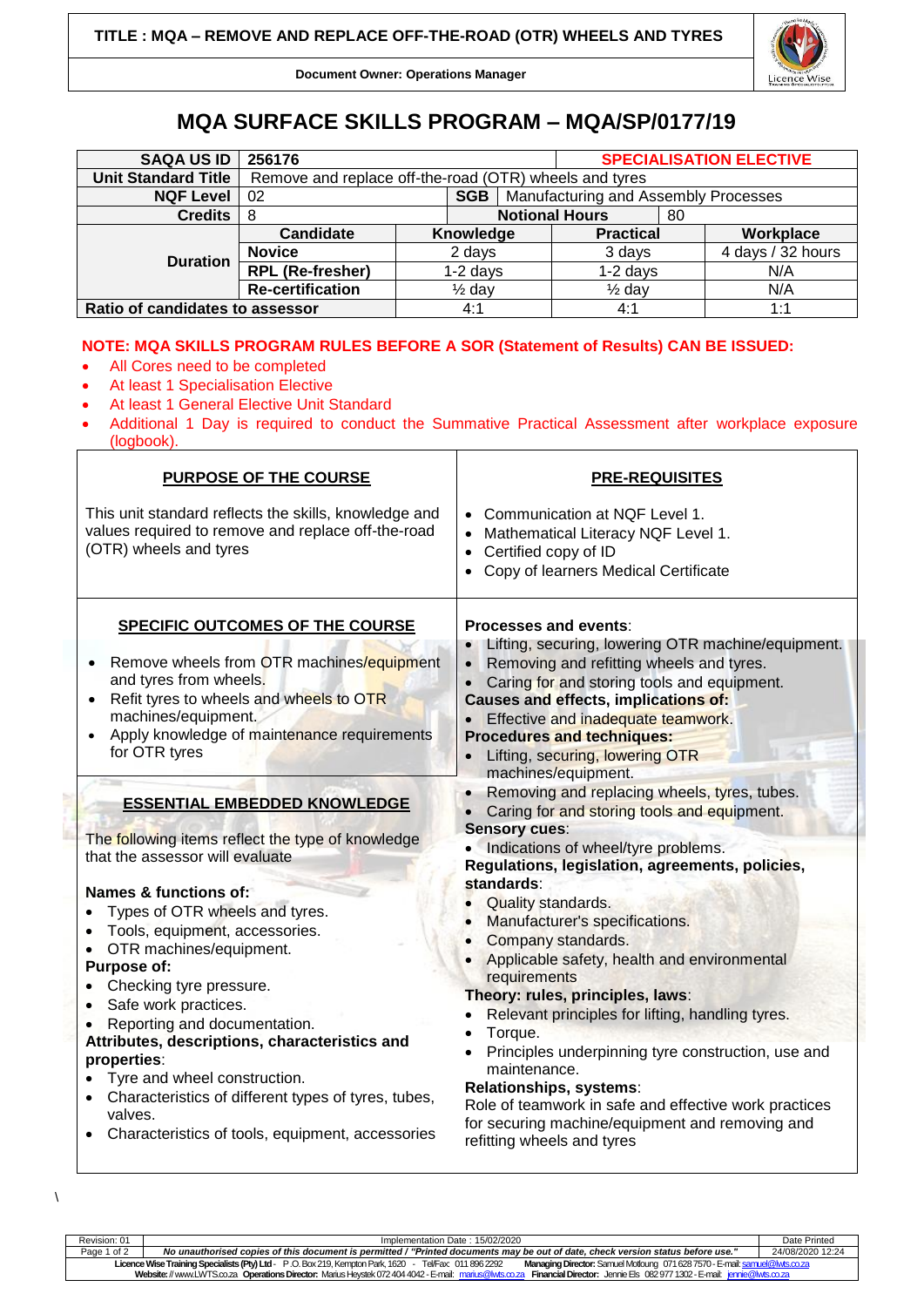**TITLE : MQA – REMOVE AND REPLACE OFF-THE-ROAD (OTR) WHEELS AND TYRES**

**Document Owner: Operations Manager**

# MQA SURFACE SKILLS PROGRAM – MQA/SP/0177/19

| **SAQA US ID** | **256176** | | | **SPECIALISATION ELECTIVE** |
|---|---|---|---|---|
| **Unit Standard Title** | Remove and replace off-the-road (OTR) wheels and tyres | | | |
| **NQF Level** | 02 | **SGB** | Manufacturing and Assembly Processes | |
| **Credits** | 8 | **Notional Hours** | 80 | |
| **Duration** | **Candidate** | **Knowledge** | **Practical** | **Workplace** |
| | **Novice** | 2 days | 3 days | 4 days / 32 hours |
| | **RPL (Re-fresher)** | 1-2 days | 1-2 days | N/A |
| | **Re-certification** | ½ day | ½ day | N/A |
| **Ratio of candidates to assessor** | | 4:1 | 4:1 | 1:1 |

**NOTE: MQA SKILLS PROGRAM RULES BEFORE A SOR (Statement of Results) CAN BE ISSUED:**

- All Cores need to be completed
- At least 1 Specialisation Elective
- At least 1 General Elective Unit Standard
- Additional 1 Day is required to conduct the Summative Practical Assessment after workplace exposure (logbook).

## PURPOSE OF THE COURSE

This unit standard reflects the skills, knowledge and values required to remove and replace off-the-road (OTR) wheels and tyres

## PRE-REQUISITES

- Communication at NQF Level 1.
- Mathematical Literacy NQF Level 1.
- Certified copy of ID
- Copy of learners Medical Certificate

## SPECIFIC OUTCOMES OF THE COURSE

- Remove wheels from OTR machines/equipment and tyres from wheels.
- Refit tyres to wheels and wheels to OTR machines/equipment.
- Apply knowledge of maintenance requirements for OTR tyres

## ESSENTIAL EMBEDDED KNOWLEDGE

The following items reflect the type of knowledge that the assessor will evaluate

**Names & functions of:**
- Types of OTR wheels and tyres.
- Tools, equipment, accessories.
- OTR machines/equipment.

**Purpose of:**
- Checking tyre pressure.
- Safe work practices.
- Reporting and documentation.

**Attributes, descriptions, characteristics and properties**:
- Tyre and wheel construction.
- Characteristics of different types of tyres, tubes, valves.
- Characteristics of tools, equipment, accessories

**Processes and events**:
- Lifting, securing, lowering OTR machine/equipment.
- Removing and refitting wheels and tyres.
- Caring for and storing tools and equipment.

**Causes and effects, implications of:**
- Effective and inadequate teamwork.

**Procedures and techniques:**
- Lifting, securing, lowering OTR machines/equipment.
- Removing and replacing wheels, tyres, tubes.
- Caring for and storing tools and equipment.

**Sensory cues**:
- Indications of wheel/tyre problems.

**Regulations, legislation, agreements, policies, standards**:
- Quality standards.
- Manufacturer's specifications.
- Company standards.
- Applicable safety, health and environmental requirements

**Theory: rules, principles, laws**:
- Relevant principles for lifting, handling tyres.
- Torque.
- Principles underpinning tyre construction, use and maintenance.

**Relationships, systems**:

Role of teamwork in safe and effective work practices for securing machine/equipment and removing and refitting wheels and tyres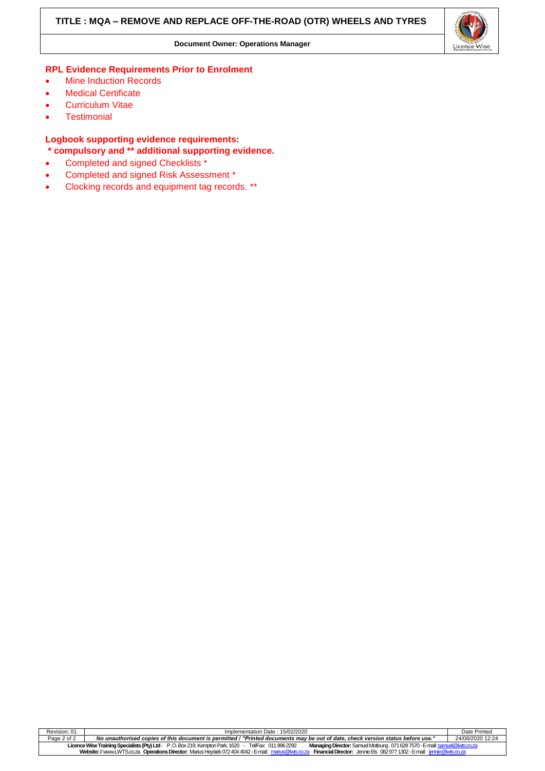## RPL Evidence Requirements Prior to Enrolment

- Mine Induction Records
- Medical Certificate
- Curriculum Vitae
- Testimonial

## Logbook supporting evidence requirements:

**\* compulsory and ** additional supporting evidence.**

- Completed and signed Checklists *
- Completed and signed Risk Assessment *
- Clocking records and equipment tag records. **